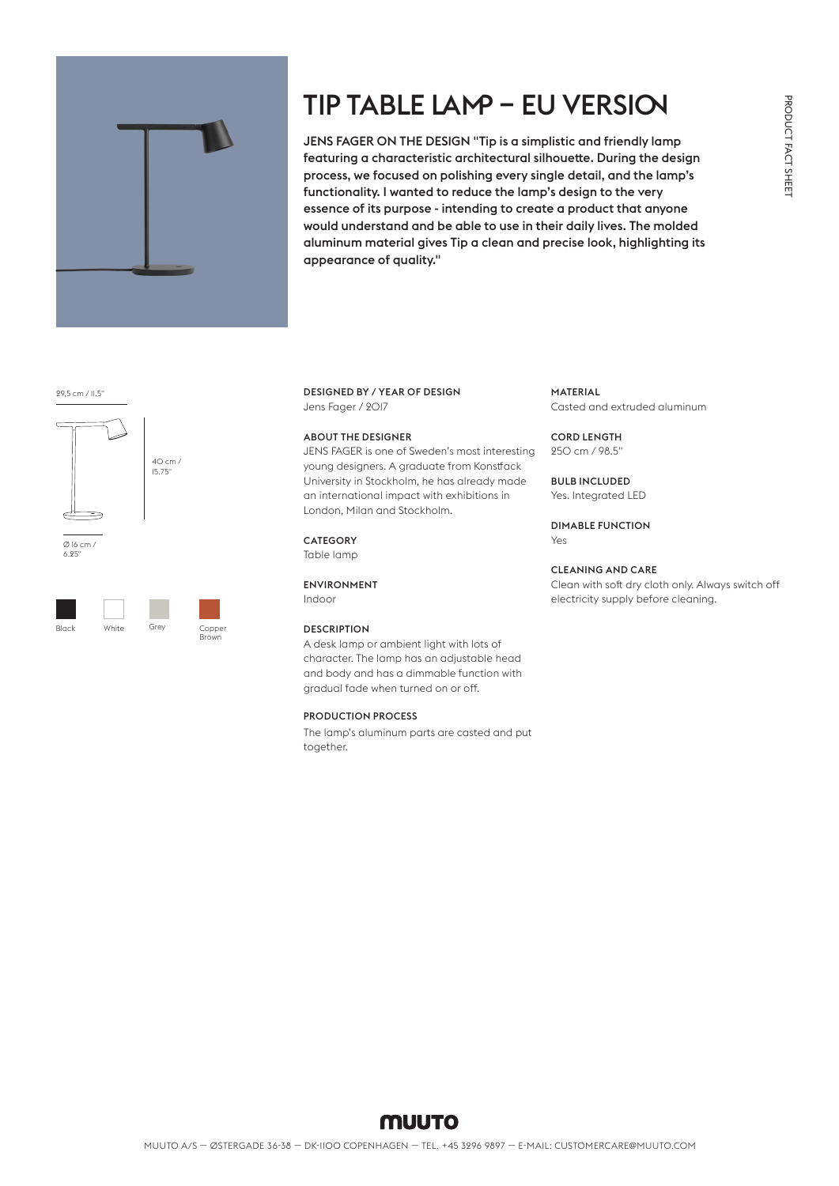# TIP TABLE LAMP – EU VERSION

**JENS FAGER ON THE DESIGN "Tip is a simplistic and friendly lamp featuring a characteristic architectural silhouette. During the design process, we focused on polishing every single detail, and the lamp's functionality. I wanted to reduce the lamp's design to the very essence of its purpose - intending to create a product that anyone would understand and be able to use in their daily lives. The molded aluminum material gives Tip a clean and precise look, highlighting its appearance of quality."**

29,5 cm / 11.5"

40 cm / 15.75"

Ø 16 cm / 6.25"

Black · White · Grey · Copper Brown

**DESIGNED BY / YEAR OF DESIGN**
Jens Fager / 2017

**ABOUT THE DESIGNER**
JENS FAGER is one of Sweden's most interesting young designers. A graduate from Konstfack University in Stockholm, he has already made an international impact with exhibitions in London, Milan and Stockholm.

**CATEGORY**
Table lamp

**ENVIRONMENT**
Indoor

**DESCRIPTION**
A desk lamp or ambient light with lots of character. The lamp has an adjustable head and body and has a dimmable function with gradual fade when turned on or off.

**PRODUCTION PROCESS**
The lamp's aluminum parts are casted and put together.

**MATERIAL**
Casted and extruded aluminum

**CORD LENGTH**
250 cm / 98.5"

**BULB INCLUDED**
Yes. Integrated LED

**DIMABLE FUNCTION**
Yes

**CLEANING AND CARE**
Clean with soft dry cloth only. Always switch off electricity supply before cleaning.

MUUTO A/S — ØSTERGADE 36-38 — DK-1100 COPENHAGEN — TEL. +45 3296 9897 — E-MAIL: CUSTOMERCARE@MUUTO.COM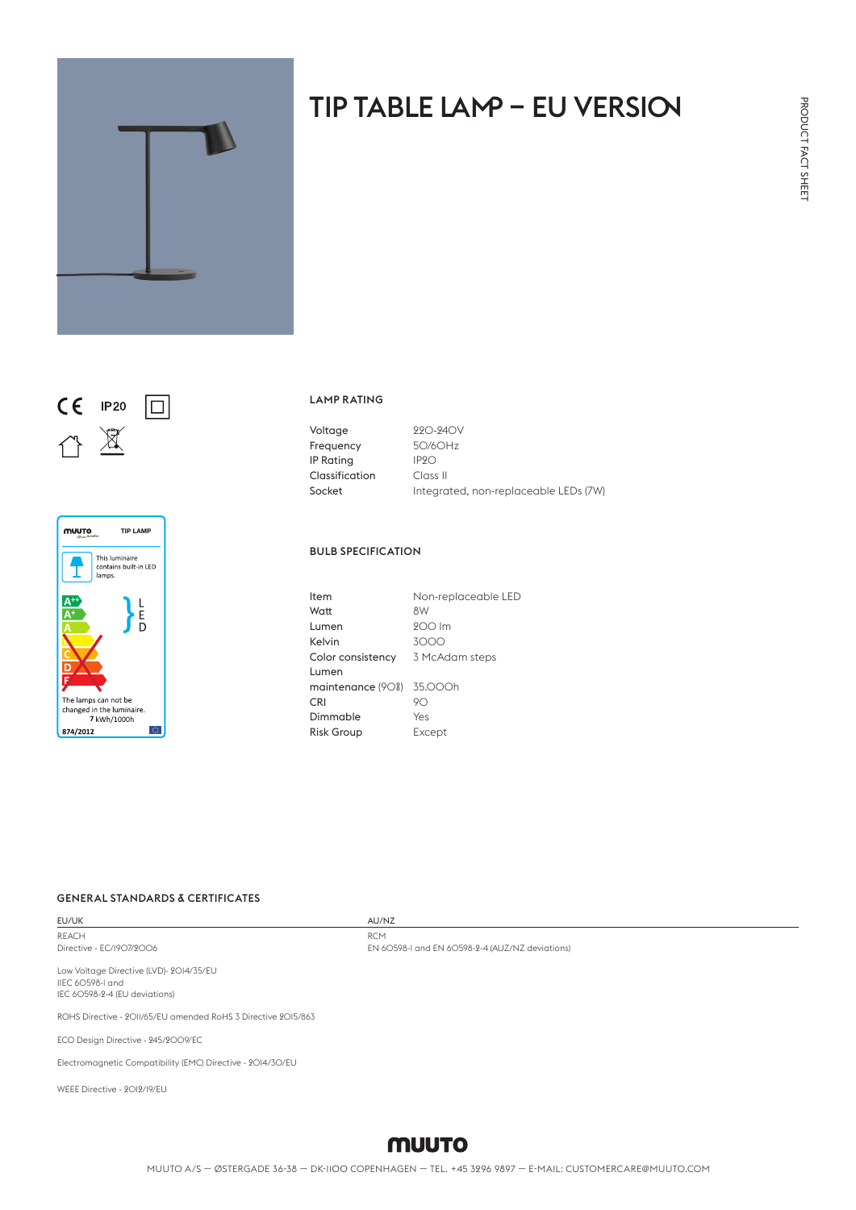# TIP TABLE LAMP – EU VERSION

PRODUCT FACT SHEET

IP20

MUUTO TIP LAMP

This luminaire contains built-in LED lamps.

A++ A+ A B C D E — LED

The lamps can not be changed in the luminaire.
7 kWh/1000h
874/2012

## LAMP RATING

| | |
|---|---|
| Voltage | 220-240V |
| Frequency | 50/60Hz |
| IP Rating | IP20 |
| Classification | Class II |
| Socket | Integrated, non-replaceable LEDs (7W) |

## BULB SPECIFICATION

| | |
|---|---|
| Item | Non-replaceable LED |
| Watt | 8W |
| Lumen | 200 lm |
| Kelvin | 3000 |
| Color consistency | 3 McAdam steps |
| Lumen maintenance (90%) | 35.000h |
| CRI | 90 |
| Dimmable | Yes |
| Risk Group | Except |

## GENERAL STANDARDS & CERTIFICATES

| EU/UK | AU/NZ |
|---|---|
| REACH<br>Directive - EC/1907/2006 | RCM<br>EN 60598-1 and EN 60598-2-4 (AUZ/NZ deviations) |
| Low Voltage Directive (LVD)- 2014/35/EU<br>IIEC 60598-1 and<br>IEC 60598-2-4 (EU deviations) | |
| ROHS Directive - 2011/65/EU amended RoHS 3 Directive 2015/863 | |
| ECO Design Directive - 245/2009/EC | |
| Electromagnetic Compatibility (EMC) Directive - 2014/30/EU | |
| WEEE Directive - 2012/19/EU | |

MUUTO

MUUTO A/S — ØSTERGADE 36-38 — DK-1100 COPENHAGEN — TEL. +45 3296 9897 — E-MAIL: CUSTOMERCARE@MUUTO.COM